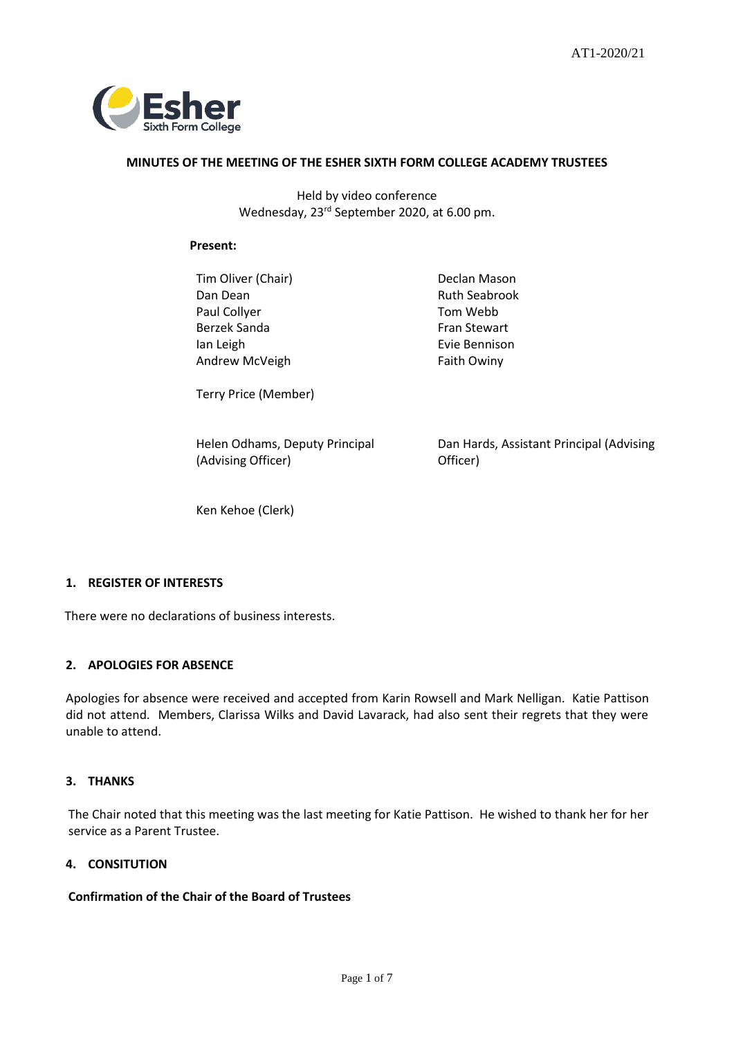# MINUTES OF THE MEETING OF THE ESHER SIXTH FORM COLLEGE ACADEMY TRUSTEES

Held by video conference
Wednesday, 23rd September 2020, at 6.00 pm.

**Present:**

Tim Oliver (Chair)
Dan Dean
Paul Collyer
Berzek Sanda
Ian Leigh
Andrew McVeigh
Declan Mason
Ruth Seabrook
Tom Webb
Fran Stewart
Evie Bennison
Faith Owiny

Terry Price (Member)

Helen Odhams, Deputy Principal (Advising Officer)
Dan Hards, Assistant Principal (Advising Officer)

Ken Kehoe (Clerk)

## 1. REGISTER OF INTERESTS

There were no declarations of business interests.

## 2. APOLOGIES FOR ABSENCE

Apologies for absence were received and accepted from Karin Rowsell and Mark Nelligan. Katie Pattison did not attend. Members, Clarissa Wilks and David Lavarack, had also sent their regrets that they were unable to attend.

## 3. THANKS

The Chair noted that this meeting was the last meeting for Katie Pattison. He wished to thank her for her service as a Parent Trustee.

## 4. CONSITUTION

**Confirmation of the Chair of the Board of Trustees**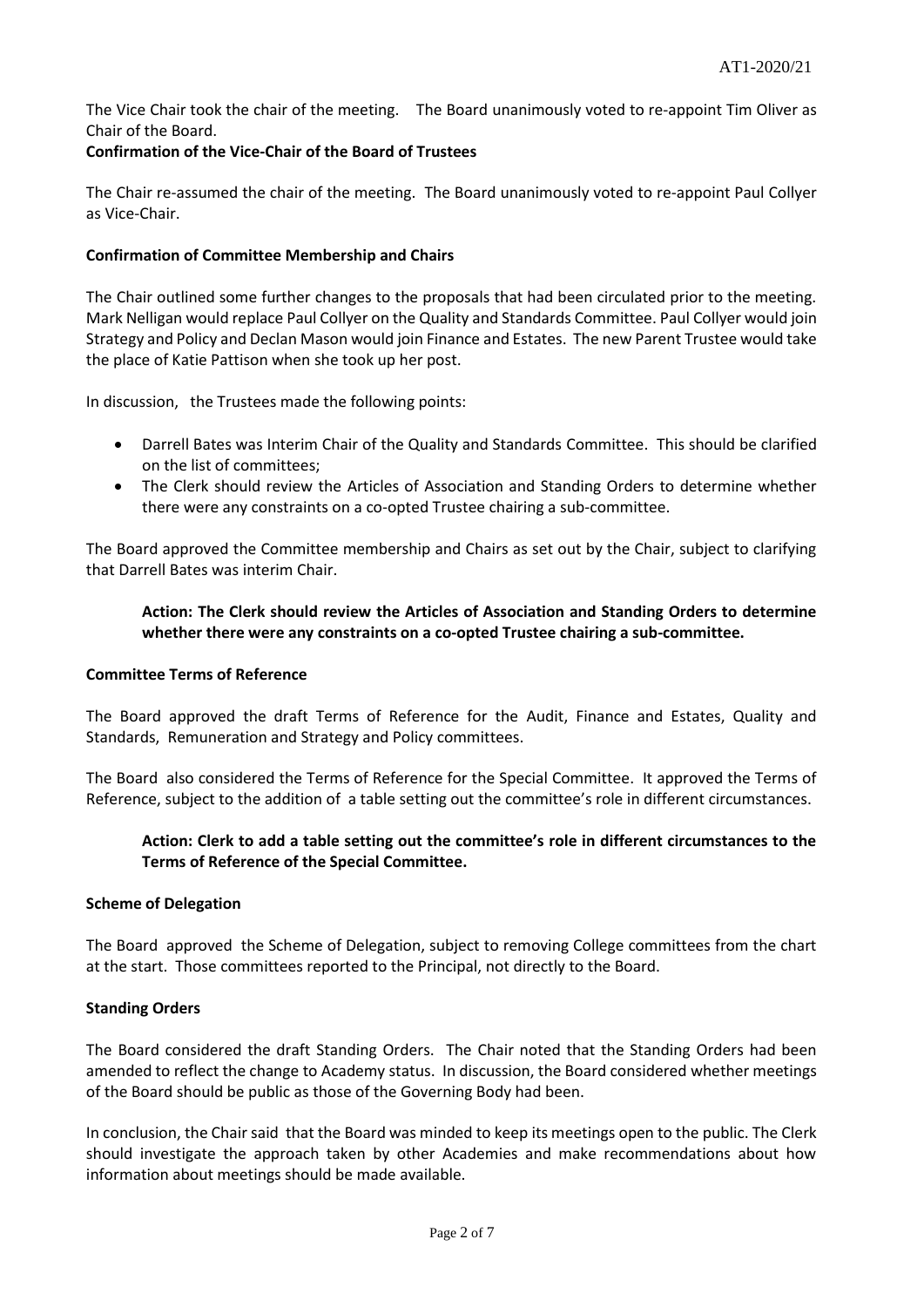The Vice Chair took the chair of the meeting. The Board unanimously voted to re-appoint Tim Oliver as Chair of the Board.

**Confirmation of the Vice-Chair of the Board of Trustees**

The Chair re-assumed the chair of the meeting. The Board unanimously voted to re-appoint Paul Collyer as Vice-Chair.

**Confirmation of Committee Membership and Chairs**

The Chair outlined some further changes to the proposals that had been circulated prior to the meeting. Mark Nelligan would replace Paul Collyer on the Quality and Standards Committee. Paul Collyer would join Strategy and Policy and Declan Mason would join Finance and Estates. The new Parent Trustee would take the place of Katie Pattison when she took up her post.

In discussion, the Trustees made the following points:

- Darrell Bates was Interim Chair of the Quality and Standards Committee. This should be clarified on the list of committees;
- The Clerk should review the Articles of Association and Standing Orders to determine whether there were any constraints on a co-opted Trustee chairing a sub-committee.

The Board approved the Committee membership and Chairs as set out by the Chair, subject to clarifying that Darrell Bates was interim Chair.

**Action: The Clerk should review the Articles of Association and Standing Orders to determine whether there were any constraints on a co-opted Trustee chairing a sub-committee.**

**Committee Terms of Reference**

The Board approved the draft Terms of Reference for the Audit, Finance and Estates, Quality and Standards, Remuneration and Strategy and Policy committees.

The Board also considered the Terms of Reference for the Special Committee. It approved the Terms of Reference, subject to the addition of a table setting out the committee's role in different circumstances.

**Action: Clerk to add a table setting out the committee's role in different circumstances to the Terms of Reference of the Special Committee.**

**Scheme of Delegation**

The Board approved the Scheme of Delegation, subject to removing College committees from the chart at the start. Those committees reported to the Principal, not directly to the Board.

**Standing Orders**

The Board considered the draft Standing Orders. The Chair noted that the Standing Orders had been amended to reflect the change to Academy status. In discussion, the Board considered whether meetings of the Board should be public as those of the Governing Body had been.

In conclusion, the Chair said that the Board was minded to keep its meetings open to the public. The Clerk should investigate the approach taken by other Academies and make recommendations about how information about meetings should be made available.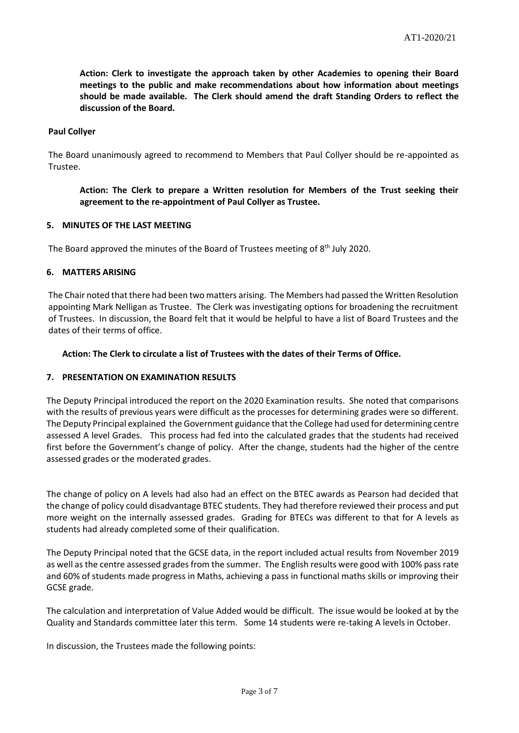**Action: Clerk to investigate the approach taken by other Academies to opening their Board meetings to the public and make recommendations about how information about meetings should be made available. The Clerk should amend the draft Standing Orders to reflect the discussion of the Board.**

**Paul Collyer**

The Board unanimously agreed to recommend to Members that Paul Collyer should be re-appointed as Trustee.

**Action: The Clerk to prepare a Written resolution for Members of the Trust seeking their agreement to the re-appointment of Paul Collyer as Trustee.**

## 5. MINUTES OF THE LAST MEETING

The Board approved the minutes of the Board of Trustees meeting of 8th July 2020.

## 6. MATTERS ARISING

The Chair noted that there had been two matters arising. The Members had passed the Written Resolution appointing Mark Nelligan as Trustee. The Clerk was investigating options for broadening the recruitment of Trustees. In discussion, the Board felt that it would be helpful to have a list of Board Trustees and the dates of their terms of office.

**Action: The Clerk to circulate a list of Trustees with the dates of their Terms of Office.**

## 7. PRESENTATION ON EXAMINATION RESULTS

The Deputy Principal introduced the report on the 2020 Examination results. She noted that comparisons with the results of previous years were difficult as the processes for determining grades were so different. The Deputy Principal explained the Government guidance that the College had used for determining centre assessed A level Grades. This process had fed into the calculated grades that the students had received first before the Government's change of policy. After the change, students had the higher of the centre assessed grades or the moderated grades.

The change of policy on A levels had also had an effect on the BTEC awards as Pearson had decided that the change of policy could disadvantage BTEC students. They had therefore reviewed their process and put more weight on the internally assessed grades. Grading for BTECs was different to that for A levels as students had already completed some of their qualification.

The Deputy Principal noted that the GCSE data, in the report included actual results from November 2019 as well as the centre assessed grades from the summer. The English results were good with 100% pass rate and 60% of students made progress in Maths, achieving a pass in functional maths skills or improving their GCSE grade.

The calculation and interpretation of Value Added would be difficult. The issue would be looked at by the Quality and Standards committee later this term. Some 14 students were re-taking A levels in October.

In discussion, the Trustees made the following points: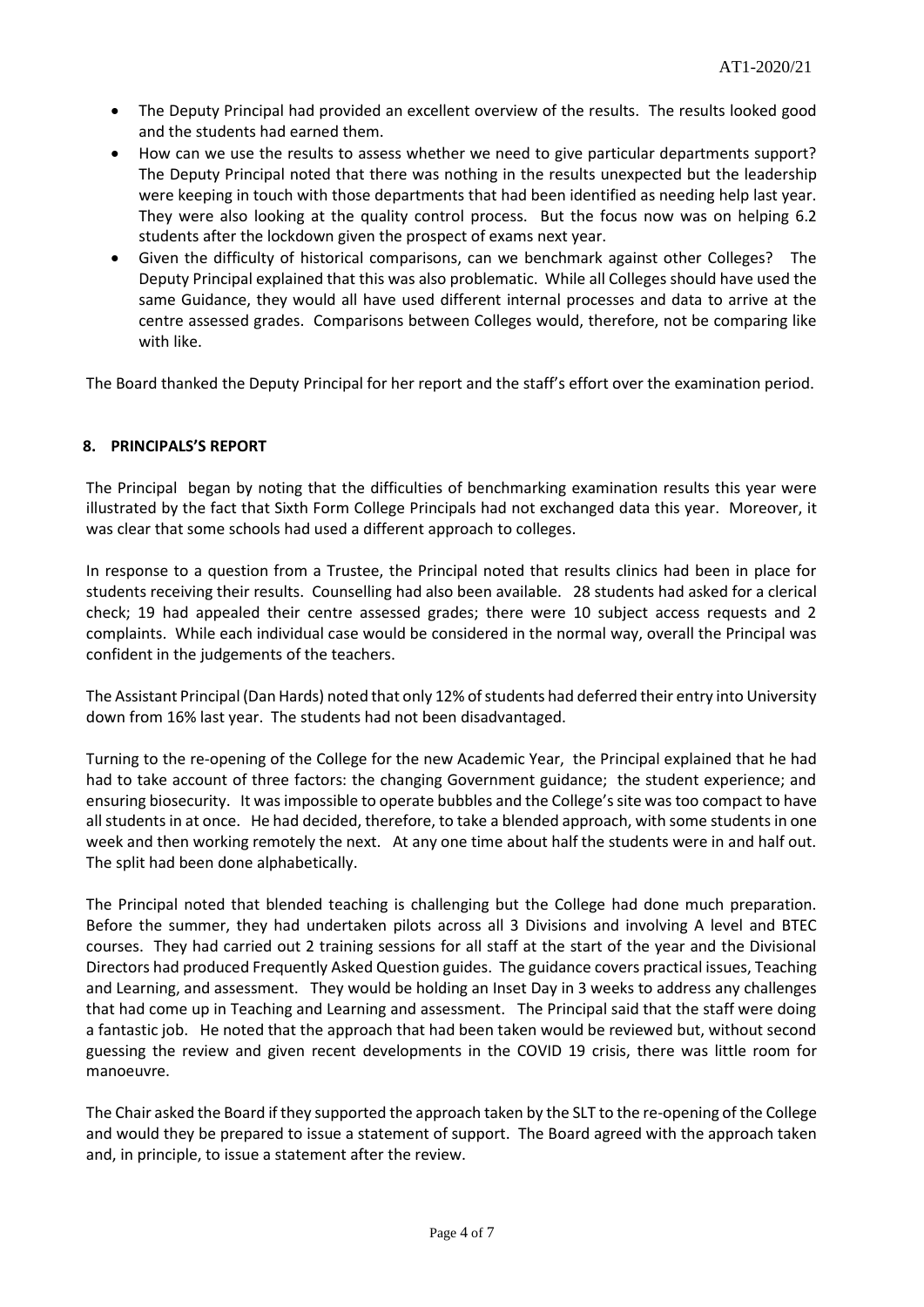- The Deputy Principal had provided an excellent overview of the results. The results looked good and the students had earned them.
- How can we use the results to assess whether we need to give particular departments support? The Deputy Principal noted that there was nothing in the results unexpected but the leadership were keeping in touch with those departments that had been identified as needing help last year. They were also looking at the quality control process. But the focus now was on helping 6.2 students after the lockdown given the prospect of exams next year.
- Given the difficulty of historical comparisons, can we benchmark against other Colleges? The Deputy Principal explained that this was also problematic. While all Colleges should have used the same Guidance, they would all have used different internal processes and data to arrive at the centre assessed grades. Comparisons between Colleges would, therefore, not be comparing like with like.

The Board thanked the Deputy Principal for her report and the staff's effort over the examination period.

## 8. PRINCIPALS'S REPORT

The Principal began by noting that the difficulties of benchmarking examination results this year were illustrated by the fact that Sixth Form College Principals had not exchanged data this year. Moreover, it was clear that some schools had used a different approach to colleges.

In response to a question from a Trustee, the Principal noted that results clinics had been in place for students receiving their results. Counselling had also been available. 28 students had asked for a clerical check; 19 had appealed their centre assessed grades; there were 10 subject access requests and 2 complaints. While each individual case would be considered in the normal way, overall the Principal was confident in the judgements of the teachers.

The Assistant Principal (Dan Hards) noted that only 12% of students had deferred their entry into University down from 16% last year. The students had not been disadvantaged.

Turning to the re-opening of the College for the new Academic Year, the Principal explained that he had had to take account of three factors: the changing Government guidance; the student experience; and ensuring biosecurity. It was impossible to operate bubbles and the College's site was too compact to have all students in at once. He had decided, therefore, to take a blended approach, with some students in one week and then working remotely the next. At any one time about half the students were in and half out. The split had been done alphabetically.

The Principal noted that blended teaching is challenging but the College had done much preparation. Before the summer, they had undertaken pilots across all 3 Divisions and involving A level and BTEC courses. They had carried out 2 training sessions for all staff at the start of the year and the Divisional Directors had produced Frequently Asked Question guides. The guidance covers practical issues, Teaching and Learning, and assessment. They would be holding an Inset Day in 3 weeks to address any challenges that had come up in Teaching and Learning and assessment. The Principal said that the staff were doing a fantastic job. He noted that the approach that had been taken would be reviewed but, without second guessing the review and given recent developments in the COVID 19 crisis, there was little room for manoeuvre.

The Chair asked the Board if they supported the approach taken by the SLT to the re-opening of the College and would they be prepared to issue a statement of support. The Board agreed with the approach taken and, in principle, to issue a statement after the review.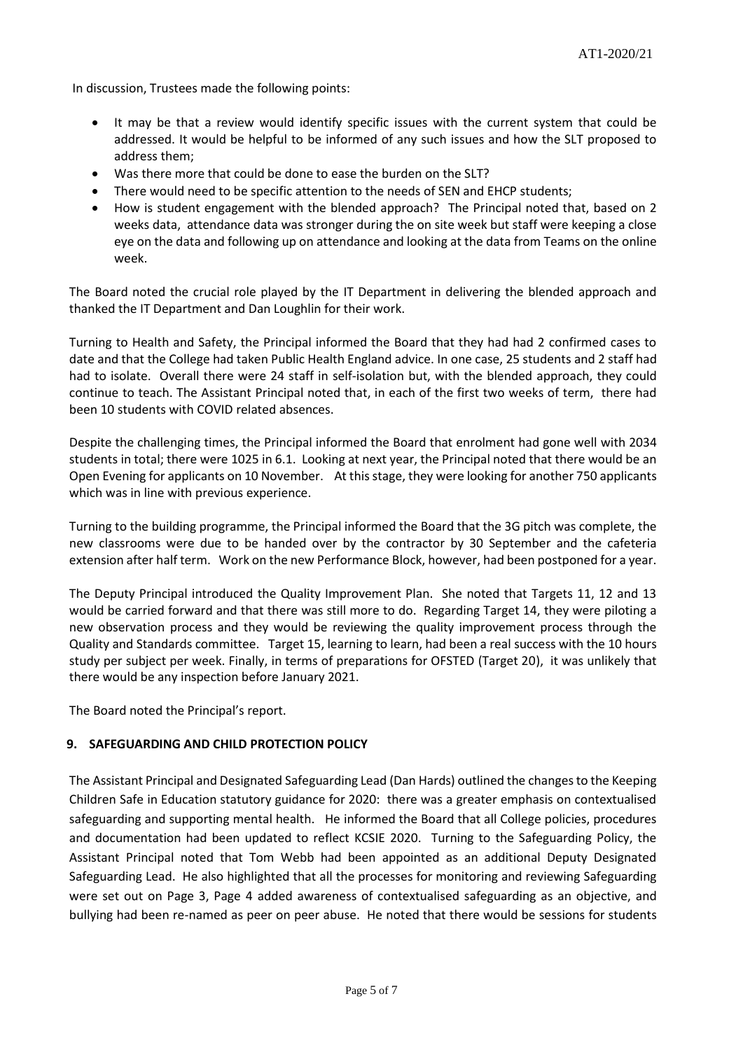In discussion, Trustees made the following points:

- It may be that a review would identify specific issues with the current system that could be addressed. It would be helpful to be informed of any such issues and how the SLT proposed to address them;
- Was there more that could be done to ease the burden on the SLT?
- There would need to be specific attention to the needs of SEN and EHCP students;
- How is student engagement with the blended approach? The Principal noted that, based on 2 weeks data, attendance data was stronger during the on site week but staff were keeping a close eye on the data and following up on attendance and looking at the data from Teams on the online week.

The Board noted the crucial role played by the IT Department in delivering the blended approach and thanked the IT Department and Dan Loughlin for their work.

Turning to Health and Safety, the Principal informed the Board that they had had 2 confirmed cases to date and that the College had taken Public Health England advice. In one case, 25 students and 2 staff had had to isolate. Overall there were 24 staff in self-isolation but, with the blended approach, they could continue to teach. The Assistant Principal noted that, in each of the first two weeks of term, there had been 10 students with COVID related absences.

Despite the challenging times, the Principal informed the Board that enrolment had gone well with 2034 students in total; there were 1025 in 6.1. Looking at next year, the Principal noted that there would be an Open Evening for applicants on 10 November. At this stage, they were looking for another 750 applicants which was in line with previous experience.

Turning to the building programme, the Principal informed the Board that the 3G pitch was complete, the new classrooms were due to be handed over by the contractor by 30 September and the cafeteria extension after half term. Work on the new Performance Block, however, had been postponed for a year.

The Deputy Principal introduced the Quality Improvement Plan. She noted that Targets 11, 12 and 13 would be carried forward and that there was still more to do. Regarding Target 14, they were piloting a new observation process and they would be reviewing the quality improvement process through the Quality and Standards committee. Target 15, learning to learn, had been a real success with the 10 hours study per subject per week. Finally, in terms of preparations for OFSTED (Target 20), it was unlikely that there would be any inspection before January 2021.

The Board noted the Principal's report.

## 9. SAFEGUARDING AND CHILD PROTECTION POLICY

The Assistant Principal and Designated Safeguarding Lead (Dan Hards) outlined the changes to the Keeping Children Safe in Education statutory guidance for 2020: there was a greater emphasis on contextualised safeguarding and supporting mental health. He informed the Board that all College policies, procedures and documentation had been updated to reflect KCSIE 2020. Turning to the Safeguarding Policy, the Assistant Principal noted that Tom Webb had been appointed as an additional Deputy Designated Safeguarding Lead. He also highlighted that all the processes for monitoring and reviewing Safeguarding were set out on Page 3, Page 4 added awareness of contextualised safeguarding as an objective, and bullying had been re-named as peer on peer abuse. He noted that there would be sessions for students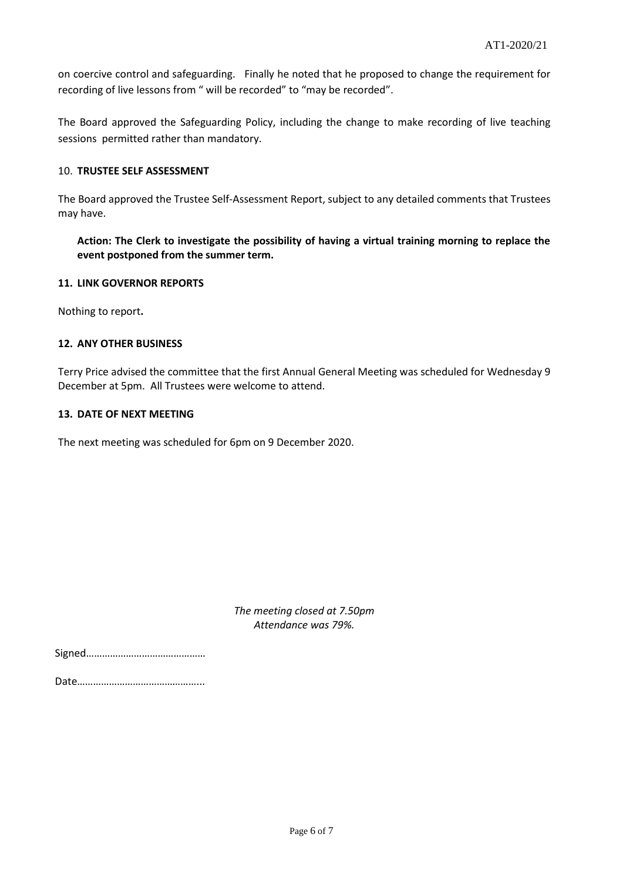on coercive control and safeguarding. Finally he noted that he proposed to change the requirement for recording of live lessons from " will be recorded" to "may be recorded".

The Board approved the Safeguarding Policy, including the change to make recording of live teaching sessions permitted rather than mandatory.

10. **TRUSTEE SELF ASSESSMENT**

The Board approved the Trustee Self-Assessment Report, subject to any detailed comments that Trustees may have.

> **Action: The Clerk to investigate the possibility of having a virtual training morning to replace the event postponed from the summer term.**

**11. LINK GOVERNOR REPORTS**

Nothing to report**.**

**12. ANY OTHER BUSINESS**

Terry Price advised the committee that the first Annual General Meeting was scheduled for Wednesday 9 December at 5pm. All Trustees were welcome to attend.

**13. DATE OF NEXT MEETING**

The next meeting was scheduled for 6pm on 9 December 2020.

*The meeting closed at 7.50pm*
*Attendance was 79%.*

Signed……………………………………

Date………………………………………...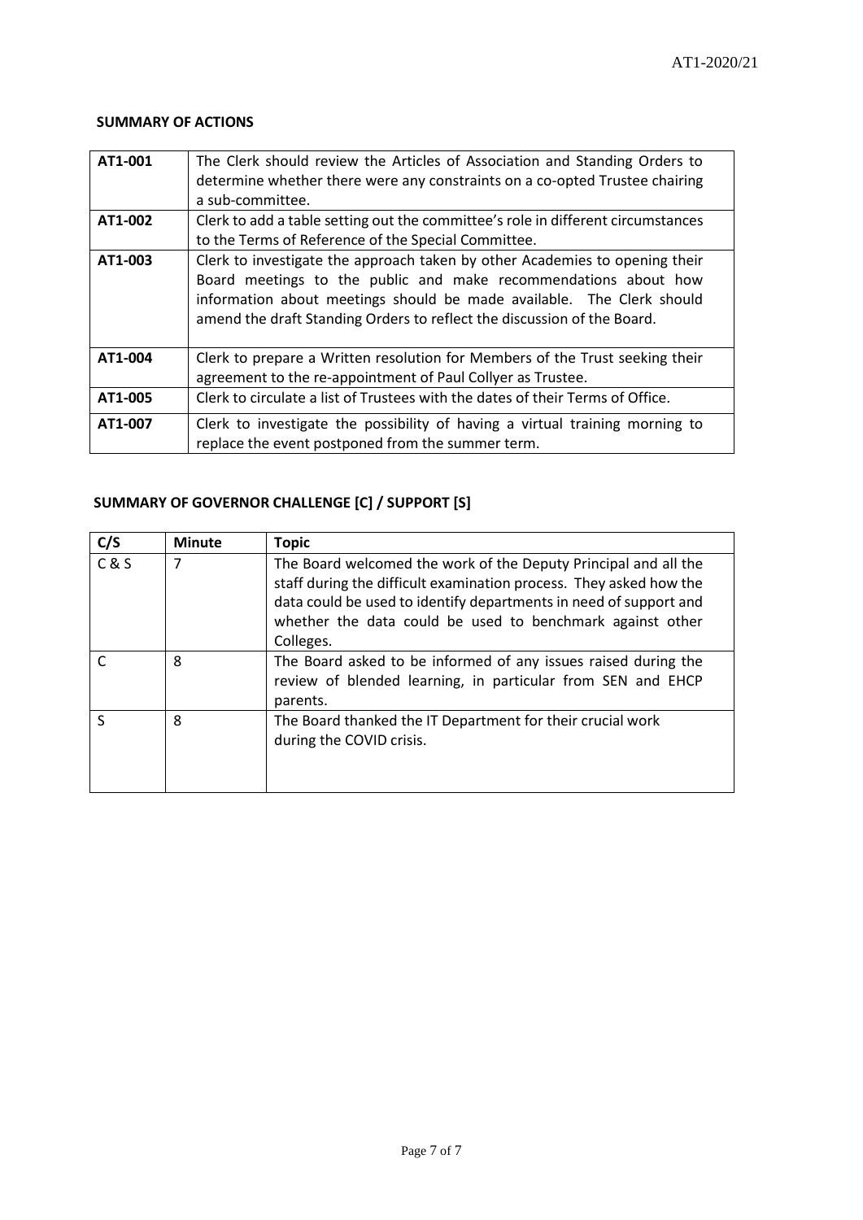**SUMMARY OF ACTIONS**

| | |
|---|---|
| **AT1-001** | The Clerk should review the Articles of Association and Standing Orders to determine whether there were any constraints on a co-opted Trustee chairing a sub-committee. |
| **AT1-002** | Clerk to add a table setting out the committee's role in different circumstances to the Terms of Reference of the Special Committee. |
| **AT1-003** | Clerk to investigate the approach taken by other Academies to opening their Board meetings to the public and make recommendations about how information about meetings should be made available. The Clerk should amend the draft Standing Orders to reflect the discussion of the Board. |
| **AT1-004** | Clerk to prepare a Written resolution for Members of the Trust seeking their agreement to the re-appointment of Paul Collyer as Trustee. |
| **AT1-005** | Clerk to circulate a list of Trustees with the dates of their Terms of Office. |
| **AT1-007** | Clerk to investigate the possibility of having a virtual training morning to replace the event postponed from the summer term. |

**SUMMARY OF GOVERNOR CHALLENGE [C] / SUPPORT [S]**

| C/S | Minute | Topic |
|---|---|---|
| C & S | 7 | The Board welcomed the work of the Deputy Principal and all the staff during the difficult examination process. They asked how the data could be used to identify departments in need of support and whether the data could be used to benchmark against other Colleges. |
| C | 8 | The Board asked to be informed of any issues raised during the review of blended learning, in particular from SEN and EHCP parents. |
| S | 8 | The Board thanked the IT Department for their crucial work during the COVID crisis. |